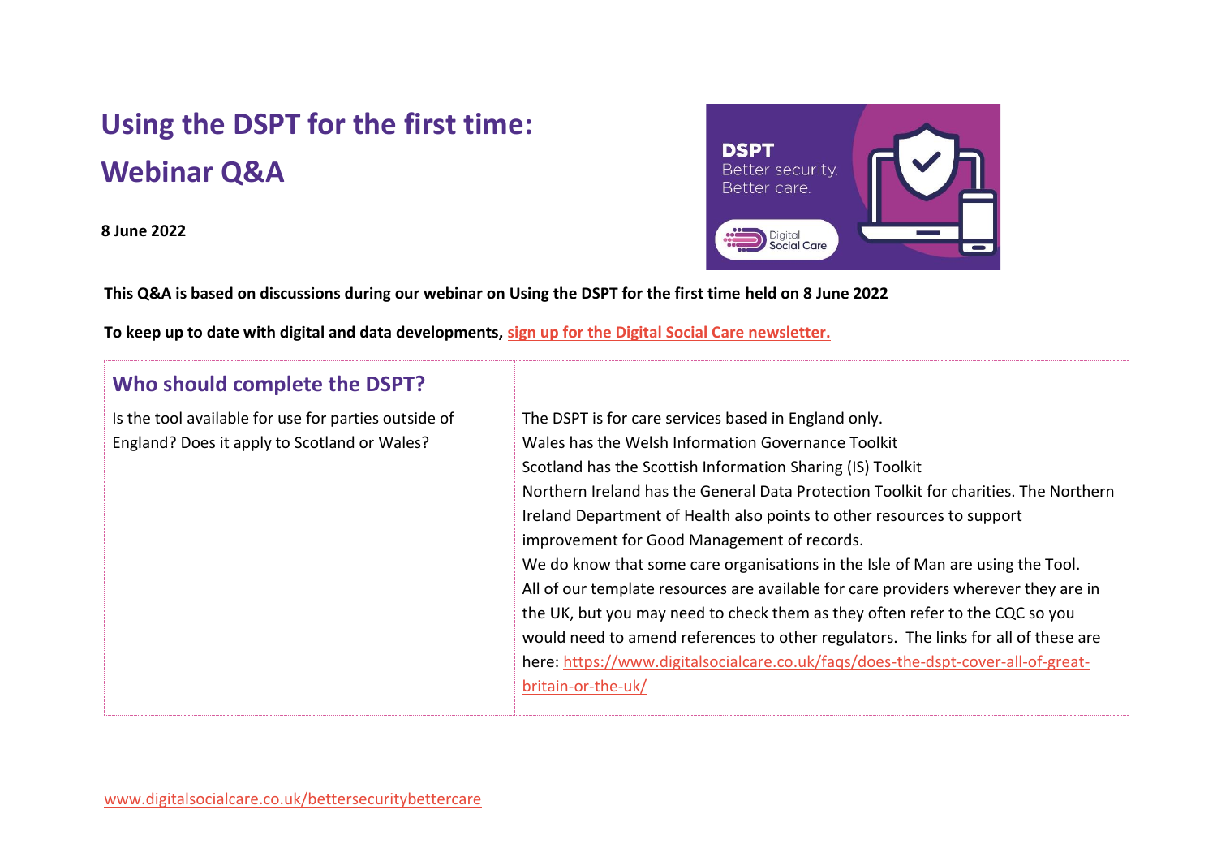# Using the DSPT for the first time: Webinar Q&A

**8 June 2022**

**This Q&A is based on discussions during our webinar on Using the DSPT for the first time held on 8 June 2022**

**To keep up to date with digital and data developments, sign up for the Digital Social Care newsletter.**

| Who should complete the DSPT? | |
|---|---|
| Is the tool available for use for parties outside of England? Does it apply to Scotland or Wales? | The DSPT is for care services based in England only.<br>Wales has the Welsh Information Governance Toolkit<br>Scotland has the Scottish Information Sharing (IS) Toolkit<br>Northern Ireland has the General Data Protection Toolkit for charities. The Northern Ireland Department of Health also points to other resources to support improvement for Good Management of records.<br>We do know that some care organisations in the Isle of Man are using the Tool. All of our template resources are available for care providers wherever they are in the UK, but you may need to check them as they often refer to the CQC so you would need to amend references to other regulators. The links for all of these are here: https://www.digitalsocialcare.co.uk/faqs/does-the-dspt-cover-all-of-great-britain-or-the-uk/ |

www.digitalsocialcare.co.uk/bettersecuritybettercare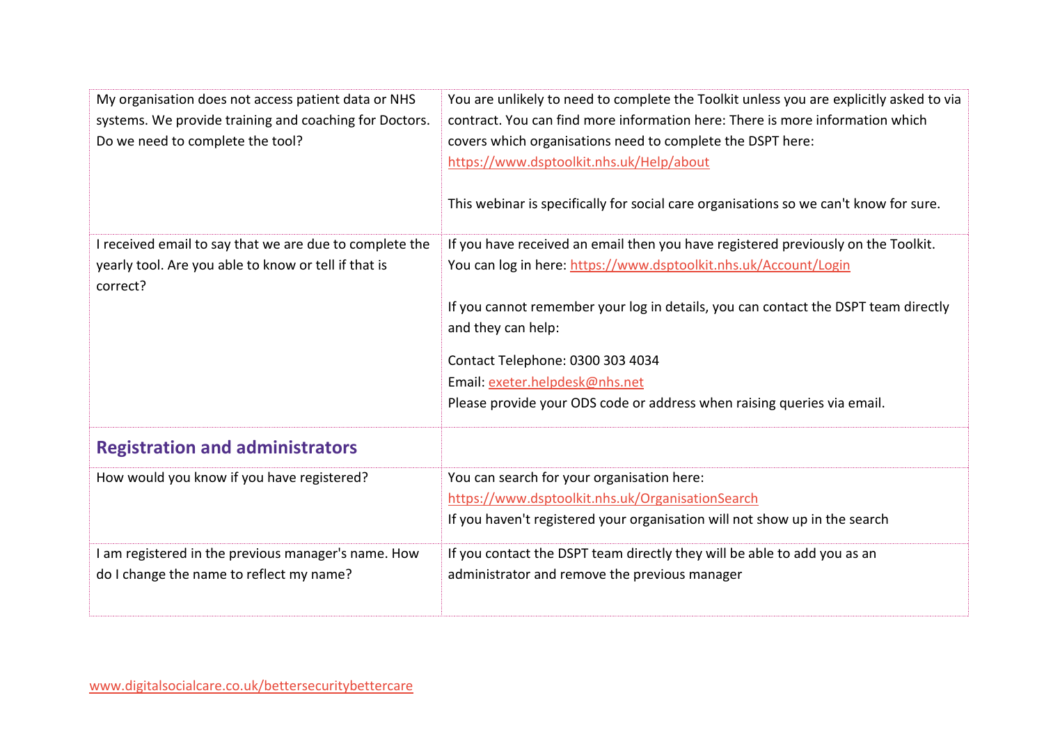| | |
|---|---|
| My organisation does not access patient data or NHS systems. We provide training and coaching for Doctors. Do we need to complete the tool? | You are unlikely to need to complete the Toolkit unless you are explicitly asked to via contract. You can find more information here: There is more information which covers which organisations need to complete the DSPT here: https://www.dsptoolkit.nhs.uk/Help/about<br><br>This webinar is specifically for social care organisations so we can't know for sure. |
| I received email to say that we are due to complete the yearly tool. Are you able to know or tell if that is correct? | If you have received an email then you have registered previously on the Toolkit. You can log in here: https://www.dsptoolkit.nhs.uk/Account/Login<br><br>If you cannot remember your log in details, you can contact the DSPT team directly and they can help:<br><br>Contact Telephone: 0300 303 4034<br>Email: exeter.helpdesk@nhs.net<br>Please provide your ODS code or address when raising queries via email. |
| **Registration and administrators** | |
| How would you know if you have registered? | You can search for your organisation here: https://www.dsptoolkit.nhs.uk/OrganisationSearch<br>If you haven't registered your organisation will not show up in the search |
| I am registered in the previous manager's name. How do I change the name to reflect my name? | If you contact the DSPT team directly they will be able to add you as an administrator and remove the previous manager |

www.digitalsocialcare.co.uk/bettersecuritybettercare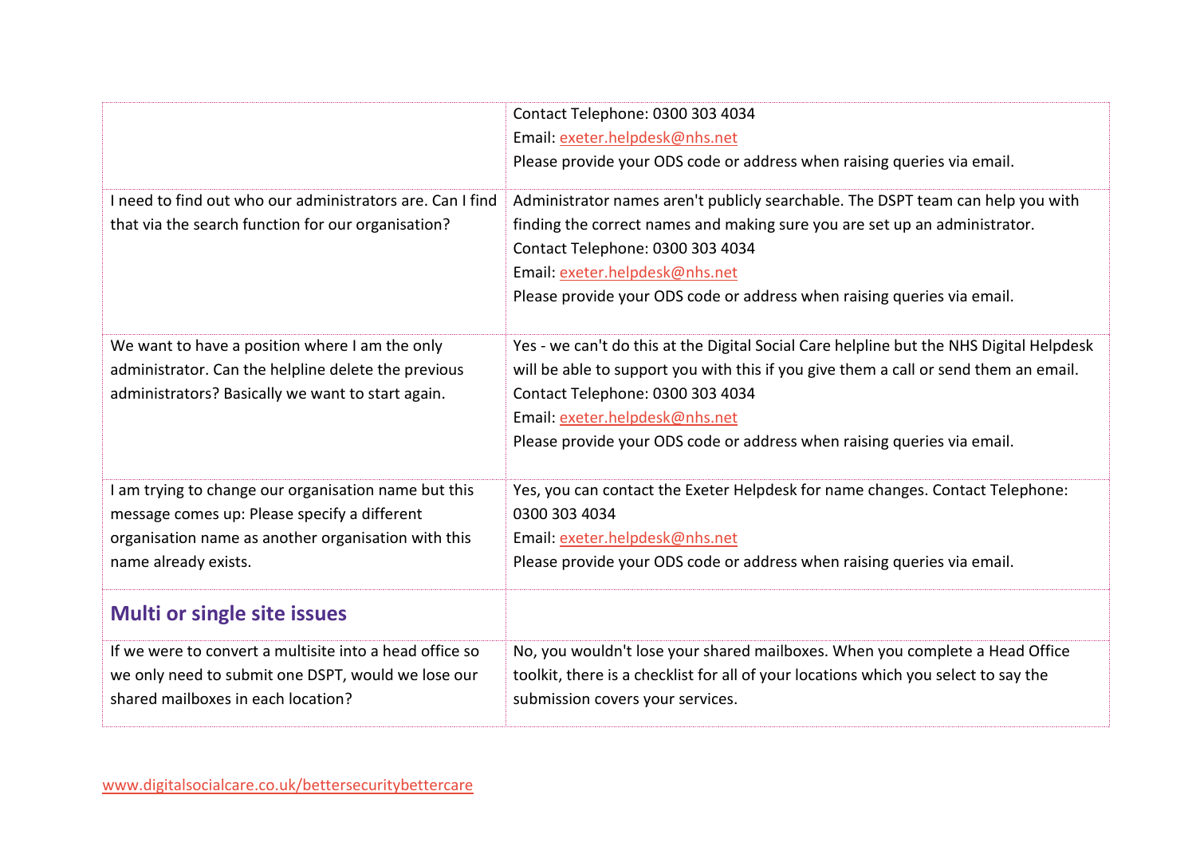| | |
|---|---|
| | Contact Telephone: 0300 303 4034<br>Email: exeter.helpdesk@nhs.net<br>Please provide your ODS code or address when raising queries via email. |
| I need to find out who our administrators are. Can I find that via the search function for our organisation? | Administrator names aren't publicly searchable. The DSPT team can help you with finding the correct names and making sure you are set up an administrator.<br>Contact Telephone: 0300 303 4034<br>Email: exeter.helpdesk@nhs.net<br>Please provide your ODS code or address when raising queries via email. |
| We want to have a position where I am the only administrator. Can the helpline delete the previous administrators? Basically we want to start again. | Yes - we can't do this at the Digital Social Care helpline but the NHS Digital Helpdesk will be able to support you with this if you give them a call or send them an email.<br>Contact Telephone: 0300 303 4034<br>Email: exeter.helpdesk@nhs.net<br>Please provide your ODS code or address when raising queries via email. |
| I am trying to change our organisation name but this message comes up: Please specify a different organisation name as another organisation with this name already exists. | Yes, you can contact the Exeter Helpdesk for name changes. Contact Telephone: 0300 303 4034<br>Email: exeter.helpdesk@nhs.net<br>Please provide your ODS code or address when raising queries via email. |
| **Multi or single site issues** | |
| If we were to convert a multisite into a head office so we only need to submit one DSPT, would we lose our shared mailboxes in each location? | No, you wouldn't lose your shared mailboxes. When you complete a Head Office toolkit, there is a checklist for all of your locations which you select to say the submission covers your services. |

www.digitalsocialcare.co.uk/bettersecuritybettercare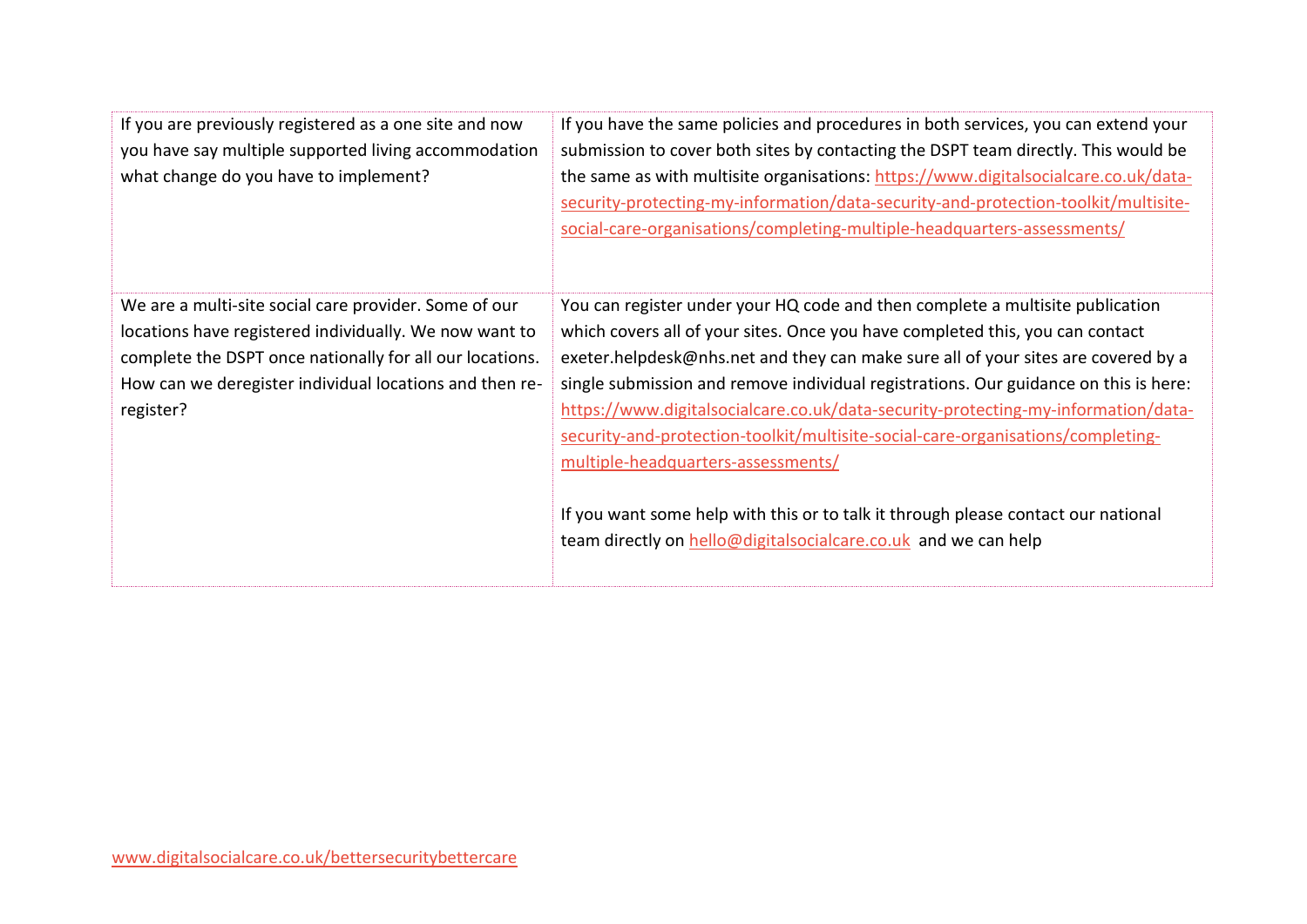| | |
|---|---|
| If you are previously registered as a one site and now you have say multiple supported living accommodation what change do you have to implement? | If you have the same policies and procedures in both services, you can extend your submission to cover both sites by contacting the DSPT team directly. This would be the same as with multisite organisations: https://www.digitalsocialcare.co.uk/data-security-protecting-my-information/data-security-and-protection-toolkit/multisite-social-care-organisations/completing-multiple-headquarters-assessments/ |
| We are a multi-site social care provider. Some of our locations have registered individually. We now want to complete the DSPT once nationally for all our locations. How can we deregister individual locations and then re-register? | You can register under your HQ code and then complete a multisite publication which covers all of your sites. Once you have completed this, you can contact exeter.helpdesk@nhs.net and they can make sure all of your sites are covered by a single submission and remove individual registrations. Our guidance on this is here: https://www.digitalsocialcare.co.uk/data-security-protecting-my-information/data-security-and-protection-toolkit/multisite-social-care-organisations/completing-multiple-headquarters-assessments/<br><br>If you want some help with this or to talk it through please contact our national team directly on hello@digitalsocialcare.co.uk and we can help |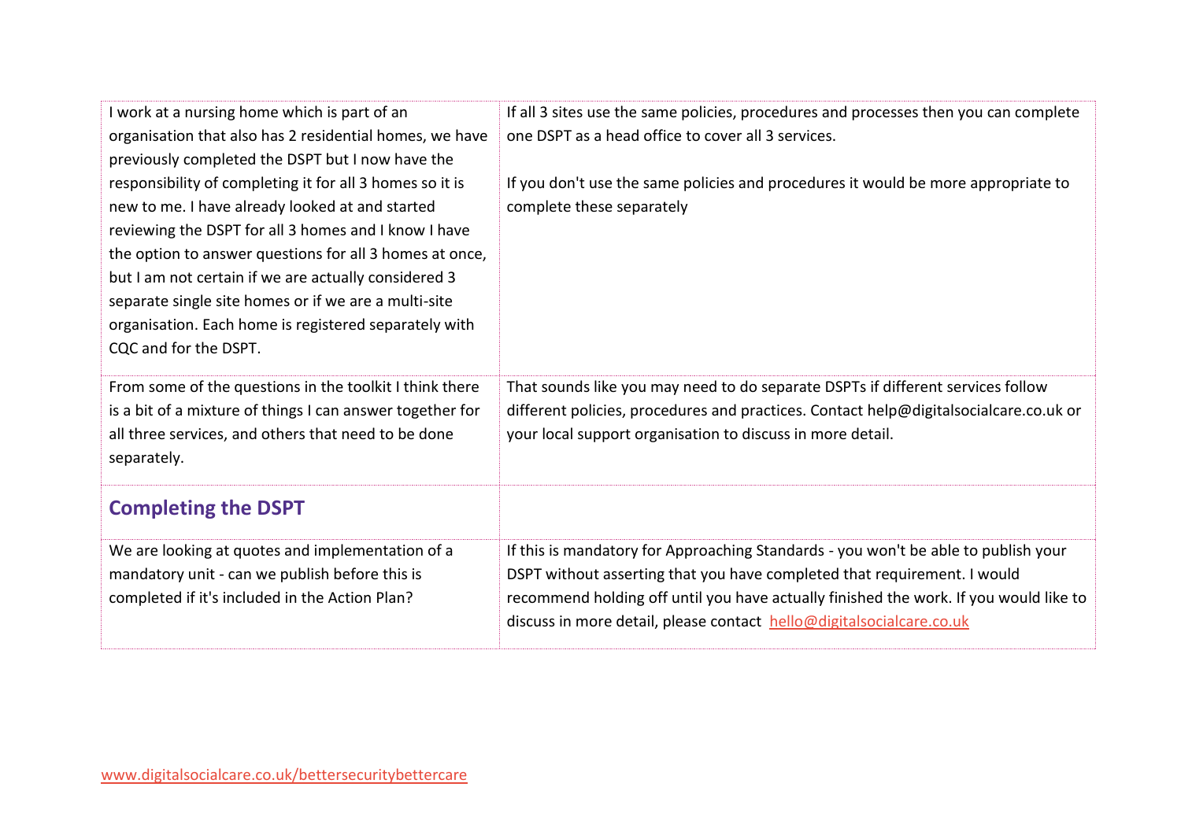| | |
|---|---|
| I work at a nursing home which is part of an organisation that also has 2 residential homes, we have previously completed the DSPT but I now have the responsibility of completing it for all 3 homes so it is new to me. I have already looked at and started reviewing the DSPT for all 3 homes and I know I have the option to answer questions for all 3 homes at once, but I am not certain if we are actually considered 3 separate single site homes or if we are a multi-site organisation. Each home is registered separately with CQC and for the DSPT. | If all 3 sites use the same policies, procedures and processes then you can complete one DSPT as a head office to cover all 3 services.<br><br>If you don't use the same policies and procedures it would be more appropriate to complete these separately |
| From some of the questions in the toolkit I think there is a bit of a mixture of things I can answer together for all three services, and others that need to be done separately. | That sounds like you may need to do separate DSPTs if different services follow different policies, procedures and practices. Contact help@digitalsocialcare.co.uk or your local support organisation to discuss in more detail. |
| **Completing the DSPT** | |
| We are looking at quotes and implementation of a mandatory unit - can we publish before this is completed if it's included in the Action Plan? | If this is mandatory for Approaching Standards - you won't be able to publish your DSPT without asserting that you have completed that requirement. I would recommend holding off until you have actually finished the work. If you would like to discuss in more detail, please contact hello@digitalsocialcare.co.uk |

www.digitalsocialcare.co.uk/bettersecuritybettercare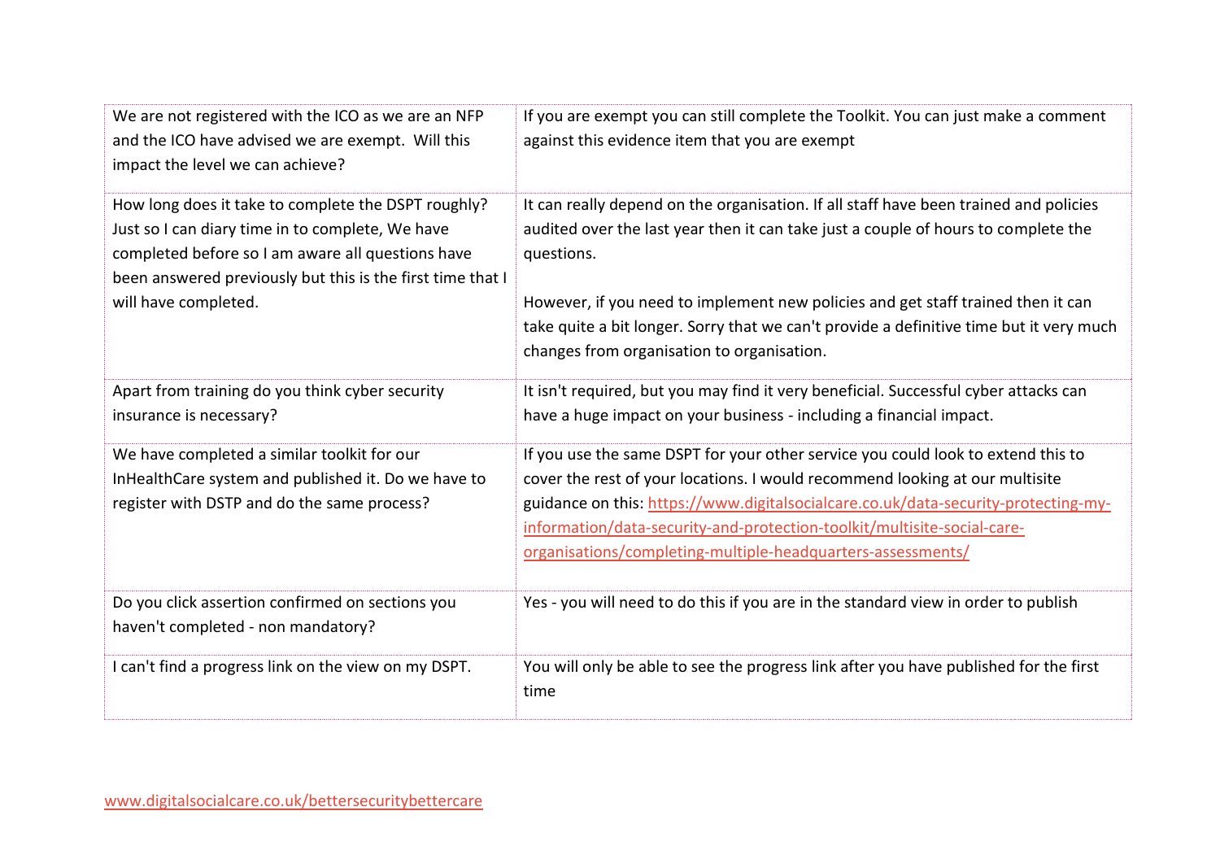| | |
|---|---|
| We are not registered with the ICO as we are an NFP and the ICO have advised we are exempt. Will this impact the level we can achieve? | If you are exempt you can still complete the Toolkit. You can just make a comment against this evidence item that you are exempt |
| How long does it take to complete the DSPT roughly? Just so I can diary time in to complete, We have completed before so I am aware all questions have been answered previously but this is the first time that I will have completed. | It can really depend on the organisation. If all staff have been trained and policies audited over the last year then it can take just a couple of hours to complete the questions.<br><br>However, if you need to implement new policies and get staff trained then it can take quite a bit longer. Sorry that we can't provide a definitive time but it very much changes from organisation to organisation. |
| Apart from training do you think cyber security insurance is necessary? | It isn't required, but you may find it very beneficial. Successful cyber attacks can have a huge impact on your business - including a financial impact. |
| We have completed a similar toolkit for our InHealthCare system and published it. Do we have to register with DSTP and do the same process? | If you use the same DSPT for your other service you could look to extend this to cover the rest of your locations. I would recommend looking at our multisite guidance on this: https://www.digitalsocialcare.co.uk/data-security-protecting-my-information/data-security-and-protection-toolkit/multisite-social-care-organisations/completing-multiple-headquarters-assessments/ |
| Do you click assertion confirmed on sections you haven't completed - non mandatory? | Yes - you will need to do this if you are in the standard view in order to publish |
| I can't find a progress link on the view on my DSPT. | You will only be able to see the progress link after you have published for the first time |

www.digitalsocialcare.co.uk/bettersecuritybettercare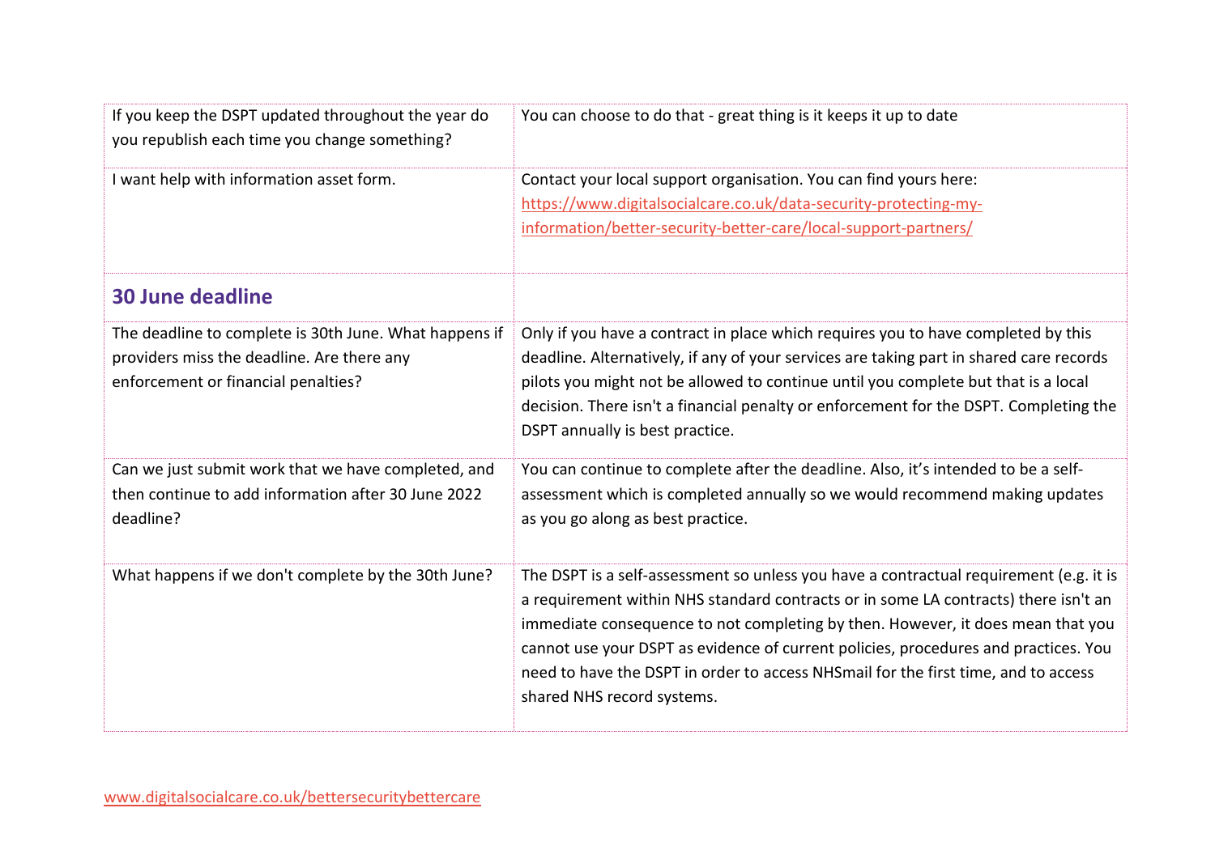| | |
|---|---|
| If you keep the DSPT updated throughout the year do you republish each time you change something? | You can choose to do that - great thing is it keeps it up to date |
| I want help with information asset form. | Contact your local support organisation. You can find yours here: [https://www.digitalsocialcare.co.uk/data-security-protecting-my-information/better-security-better-care/local-support-partners/](https://www.digitalsocialcare.co.uk/data-security-protecting-my-information/better-security-better-care/local-support-partners/) |
| **30 June deadline** | |
| The deadline to complete is 30th June. What happens if providers miss the deadline. Are there any enforcement or financial penalties? | Only if you have a contract in place which requires you to have completed by this deadline. Alternatively, if any of your services are taking part in shared care records pilots you might not be allowed to continue until you complete but that is a local decision. There isn't a financial penalty or enforcement for the DSPT. Completing the DSPT annually is best practice. |
| Can we just submit work that we have completed, and then continue to add information after 30 June 2022 deadline? | You can continue to complete after the deadline. Also, it's intended to be a self-assessment which is completed annually so we would recommend making updates as you go along as best practice. |
| What happens if we don't complete by the 30th June? | The DSPT is a self-assessment so unless you have a contractual requirement (e.g. it is a requirement within NHS standard contracts or in some LA contracts) there isn't an immediate consequence to not completing by then. However, it does mean that you cannot use your DSPT as evidence of current policies, procedures and practices. You need to have the DSPT in order to access NHSmail for the first time, and to access shared NHS record systems. |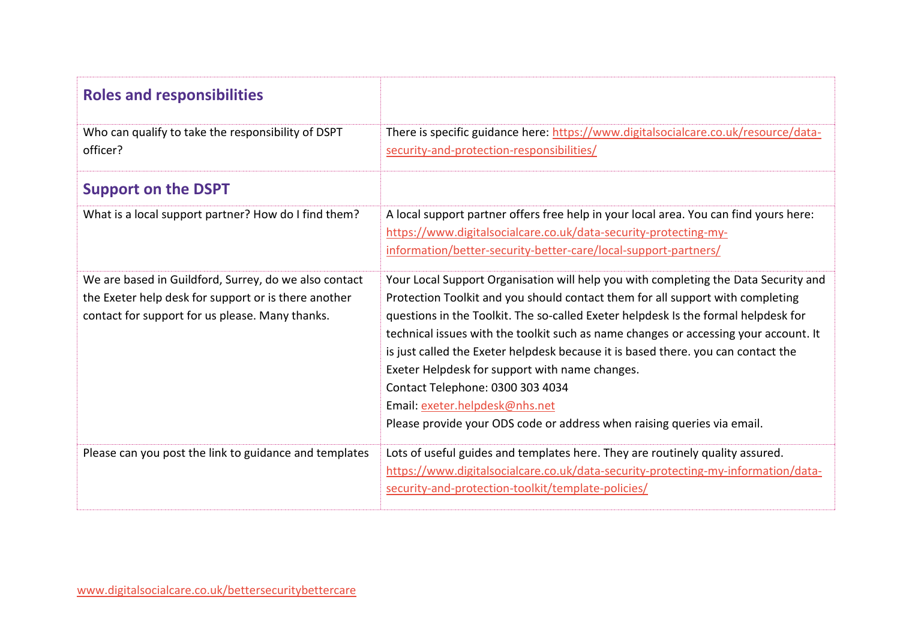| Roles and responsibilities | |
|---|---|
| Who can qualify to take the responsibility of DSPT officer? | There is specific guidance here: https://www.digitalsocialcare.co.uk/resource/data-security-and-protection-responsibilities/ |
| **Support on the DSPT** | |
| What is a local support partner? How do I find them? | A local support partner offers free help in your local area. You can find yours here: https://www.digitalsocialcare.co.uk/data-security-protecting-my-information/better-security-better-care/local-support-partners/ |
| We are based in Guildford, Surrey, do we also contact the Exeter help desk for support or is there another contact for support for us please. Many thanks. | Your Local Support Organisation will help you with completing the Data Security and Protection Toolkit and you should contact them for all support with completing questions in the Toolkit. The so-called Exeter helpdesk Is the formal helpdesk for technical issues with the toolkit such as name changes or accessing your account. It is just called the Exeter helpdesk because it is based there. you can contact the Exeter Helpdesk for support with name changes.<br>Contact Telephone: 0300 303 4034<br>Email: exeter.helpdesk@nhs.net<br>Please provide your ODS code or address when raising queries via email. |
| Please can you post the link to guidance and templates | Lots of useful guides and templates here. They are routinely quality assured. https://www.digitalsocialcare.co.uk/data-security-protecting-my-information/data-security-and-protection-toolkit/template-policies/ |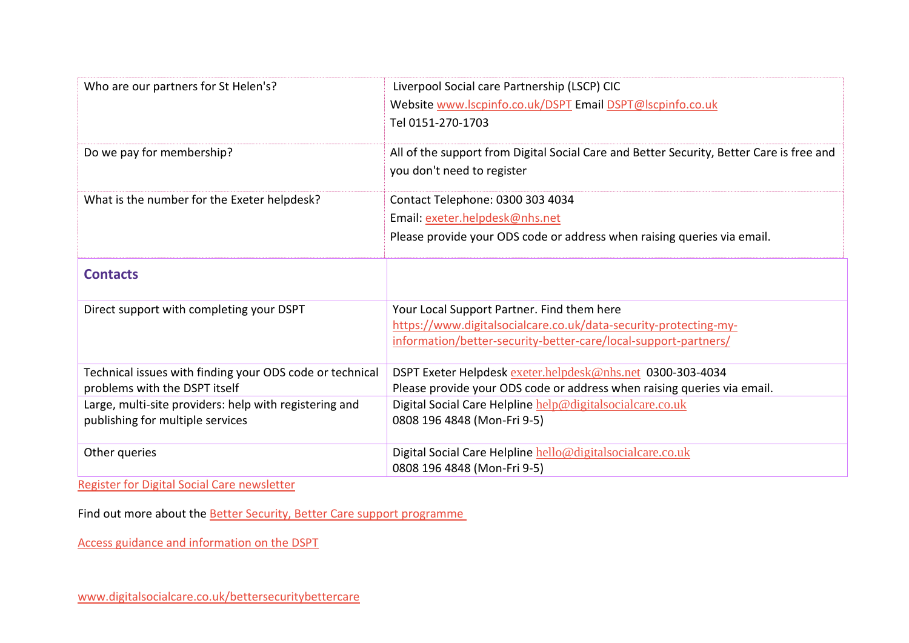| | |
|---|---|
| Who are our partners for St Helen's? | Liverpool Social care Partnership (LSCP) CIC<br>Website www.lscpinfo.co.uk/DSPT Email DSPT@lscpinfo.co.uk<br>Tel 0151-270-1703 |
| Do we pay for membership? | All of the support from Digital Social Care and Better Security, Better Care is free and you don't need to register |
| What is the number for the Exeter helpdesk? | Contact Telephone: 0300 303 4034<br>Email: exeter.helpdesk@nhs.net<br>Please provide your ODS code or address when raising queries via email. |

| **Contacts** | |
|---|---|
| Direct support with completing your DSPT | Your Local Support Partner. Find them here https://www.digitalsocialcare.co.uk/data-security-protecting-my-information/better-security-better-care/local-support-partners/ |
| Technical issues with finding your ODS code or technical problems with the DSPT itself | DSPT Exeter Helpdesk exeter.helpdesk@nhs.net 0300-303-4034<br>Please provide your ODS code or address when raising queries via email. |
| Large, multi-site providers: help with registering and publishing for multiple services | Digital Social Care Helpline help@digitalsocialcare.co.uk<br>0808 196 4848 (Mon-Fri 9-5) |
| Other queries | Digital Social Care Helpline hello@digitalsocialcare.co.uk<br>0808 196 4848 (Mon-Fri 9-5) |

Register for Digital Social Care newsletter

Find out more about the Better Security, Better Care support programme

Access guidance and information on the DSPT

www.digitalsocialcare.co.uk/bettersecuritybettercare